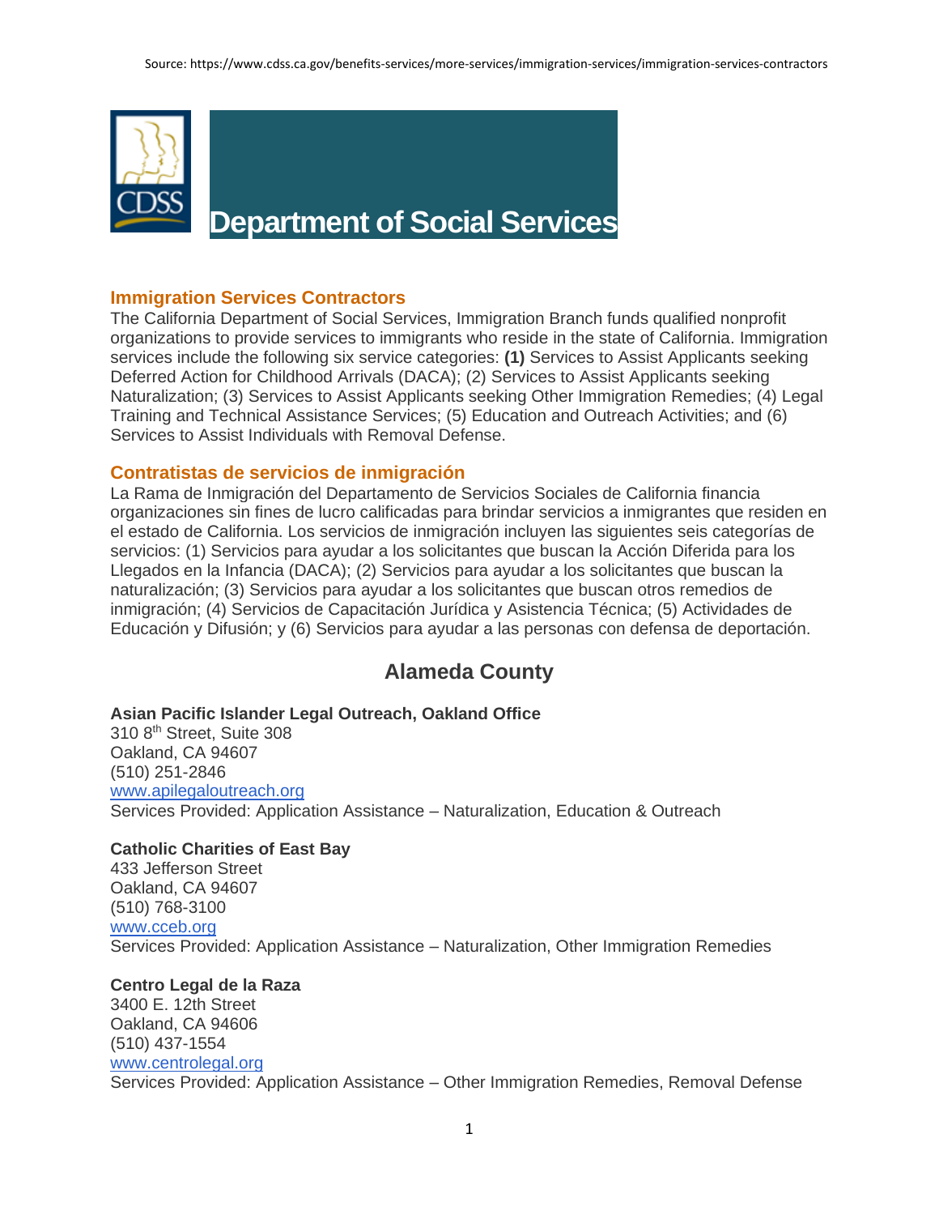Source: https://www.cdss.ca.gov/benefits-services/more-services/immigration-services/immigration-services-contractors

# Department of Social Services

## Immigration Services Contractors

The California Department of Social Services, Immigration Branch funds qualified nonprofit organizations to provide services to immigrants who reside in the state of California. Immigration services include the following six service categories: **(1)** Services to Assist Applicants seeking Deferred Action for Childhood Arrivals (DACA); (2) Services to Assist Applicants seeking Naturalization; (3) Services to Assist Applicants seeking Other Immigration Remedies; (4) Legal Training and Technical Assistance Services; (5) Education and Outreach Activities; and (6) Services to Assist Individuals with Removal Defense.

## Contratistas de servicios de inmigración

La Rama de Inmigración del Departamento de Servicios Sociales de California financia organizaciones sin fines de lucro calificadas para brindar servicios a inmigrantes que residen en el estado de California. Los servicios de inmigración incluyen las siguientes seis categorías de servicios: (1) Servicios para ayudar a los solicitantes que buscan la Acción Diferida para los Llegados en la Infancia (DACA); (2) Servicios para ayudar a los solicitantes que buscan la naturalización; (3) Servicios para ayudar a los solicitantes que buscan otros remedios de inmigración; (4) Servicios de Capacitación Jurídica y Asistencia Técnica; (5) Actividades de Educación y Difusión; y (6) Servicios para ayudar a las personas con defensa de deportación.

## Alameda County

**Asian Pacific Islander Legal Outreach, Oakland Office**
310 8th Street, Suite 308
Oakland, CA 94607
(510) 251-2846
www.apilegaloutreach.org
Services Provided: Application Assistance – Naturalization, Education & Outreach

**Catholic Charities of East Bay**
433 Jefferson Street
Oakland, CA 94607
(510) 768-3100
www.cceb.org
Services Provided: Application Assistance – Naturalization, Other Immigration Remedies

**Centro Legal de la Raza**
3400 E. 12th Street
Oakland, CA 94606
(510) 437-1554
www.centrolegal.org
Services Provided: Application Assistance – Other Immigration Remedies, Removal Defense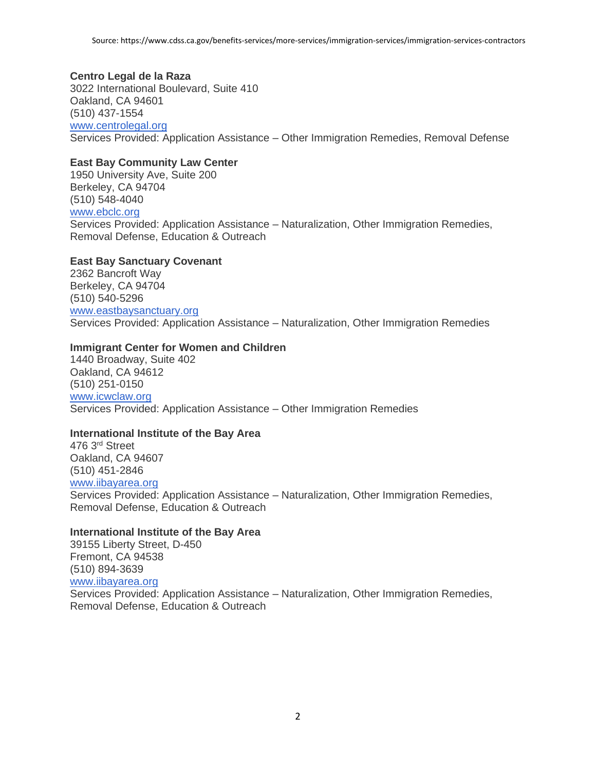Source: https://www.cdss.ca.gov/benefits-services/more-services/immigration-services/immigration-services-contractors

**Centro Legal de la Raza**
3022 International Boulevard, Suite 410
Oakland, CA 94601
(510) 437-1554
www.centrolegal.org
Services Provided: Application Assistance – Other Immigration Remedies, Removal Defense

**East Bay Community Law Center**
1950 University Ave, Suite 200
Berkeley, CA 94704
(510) 548-4040
www.ebclc.org
Services Provided: Application Assistance – Naturalization, Other Immigration Remedies, Removal Defense, Education & Outreach

**East Bay Sanctuary Covenant**
2362 Bancroft Way
Berkeley, CA 94704
(510) 540-5296
www.eastbaysanctuary.org
Services Provided: Application Assistance – Naturalization, Other Immigration Remedies

**Immigrant Center for Women and Children**
1440 Broadway, Suite 402
Oakland, CA 94612
(510) 251-0150
www.icwclaw.org
Services Provided: Application Assistance – Other Immigration Remedies

**International Institute of the Bay Area**
476 3rd Street
Oakland, CA 94607
(510) 451-2846
www.iibayarea.org
Services Provided: Application Assistance – Naturalization, Other Immigration Remedies, Removal Defense, Education & Outreach

**International Institute of the Bay Area**
39155 Liberty Street, D-450
Fremont, CA 94538
(510) 894-3639
www.iibayarea.org
Services Provided: Application Assistance – Naturalization, Other Immigration Remedies, Removal Defense, Education & Outreach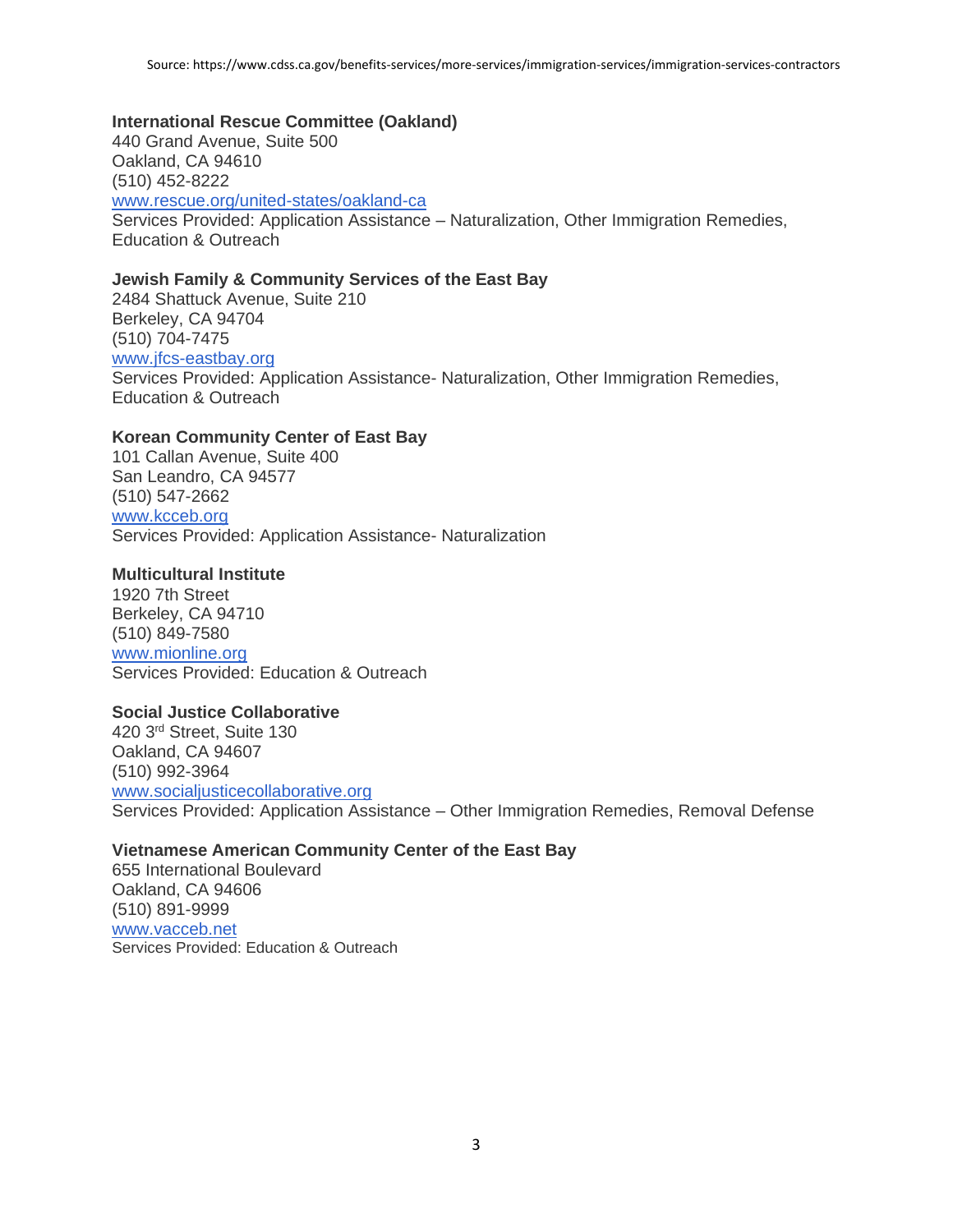Source: https://www.cdss.ca.gov/benefits-services/more-services/immigration-services/immigration-services-contractors

**International Rescue Committee (Oakland)**
440 Grand Avenue, Suite 500
Oakland, CA 94610
(510) 452-8222
[www.rescue.org/united-states/oakland-ca](www.rescue.org/united-states/oakland-ca)
Services Provided: Application Assistance – Naturalization, Other Immigration Remedies, Education & Outreach

**Jewish Family & Community Services of the East Bay**
2484 Shattuck Avenue, Suite 210
Berkeley, CA 94704
(510) 704-7475
[www.jfcs-eastbay.org](www.jfcs-eastbay.org)
Services Provided: Application Assistance- Naturalization, Other Immigration Remedies, Education & Outreach

**Korean Community Center of East Bay**
101 Callan Avenue, Suite 400
San Leandro, CA 94577
(510) 547-2662
[www.kcceb.org](www.kcceb.org)
Services Provided: Application Assistance- Naturalization

**Multicultural Institute**
1920 7th Street
Berkeley, CA 94710
(510) 849-7580
[www.mionline.org](www.mionline.org)
Services Provided: Education & Outreach

**Social Justice Collaborative**
420 3rd Street, Suite 130
Oakland, CA 94607
(510) 992-3964
[www.socialjusticecollaborative.org](www.socialjusticecollaborative.org)
Services Provided: Application Assistance – Other Immigration Remedies, Removal Defense

**Vietnamese American Community Center of the East Bay**
655 International Boulevard
Oakland, CA 94606
(510) 891-9999
[www.vacceb.net](www.vacceb.net)
Services Provided: Education & Outreach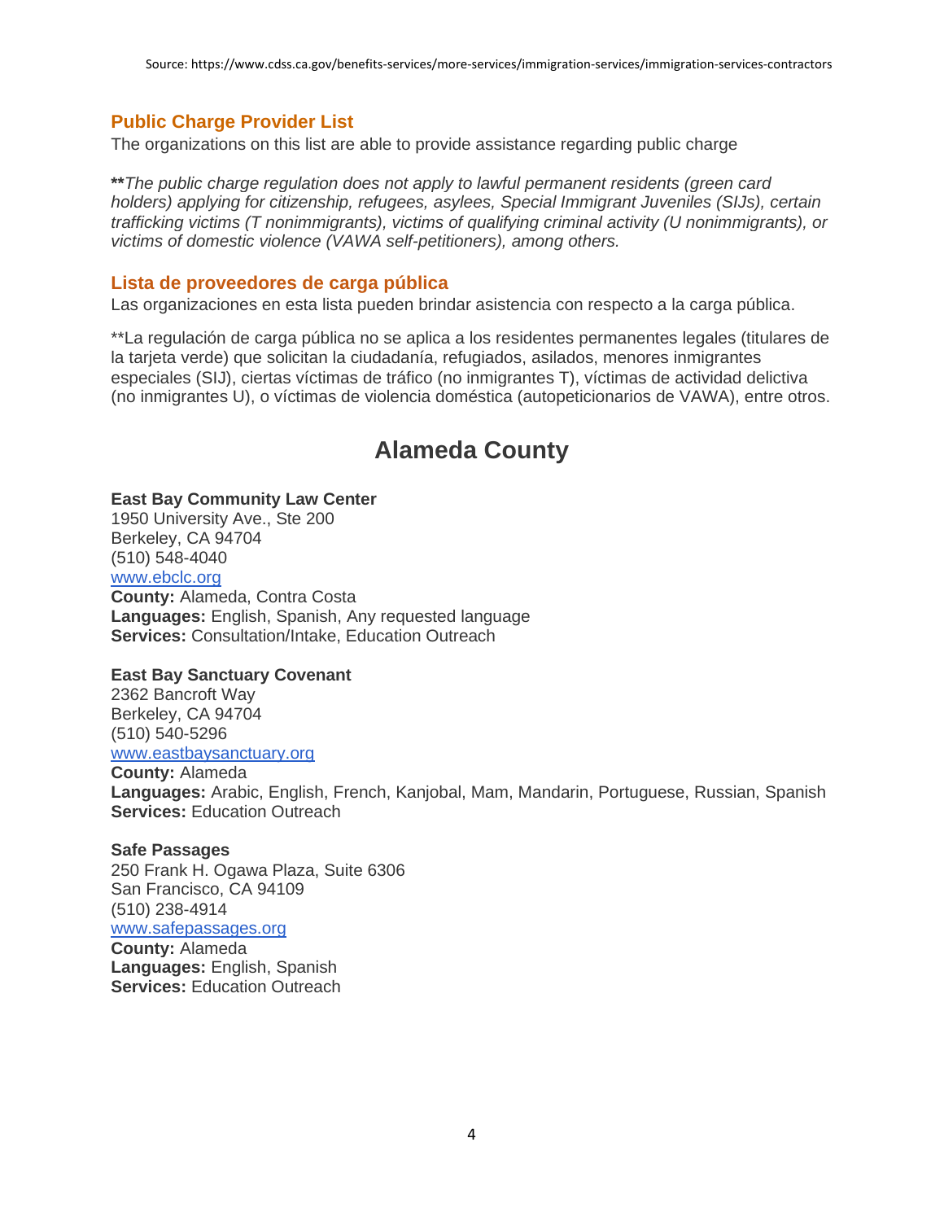Source: https://www.cdss.ca.gov/benefits-services/more-services/immigration-services/immigration-services-contractors

## Public Charge Provider List

The organizations on this list are able to provide assistance regarding public charge

**\*\****The public charge regulation does not apply to lawful permanent residents (green card holders) applying for citizenship, refugees, asylees, Special Immigrant Juveniles (SIJs), certain trafficking victims (T nonimmigrants), victims of qualifying criminal activity (U nonimmigrants), or victims of domestic violence (VAWA self-petitioners), among others.*

## Lista de proveedores de carga pública

Las organizaciones en esta lista pueden brindar asistencia con respecto a la carga pública.

**La regulación de carga pública no se aplica a los residentes permanentes legales (titulares de la tarjeta verde) que solicitan la ciudadanía, refugiados, asilados, menores inmigrantes especiales (SIJ), ciertas víctimas de tráfico (no inmigrantes T), víctimas de actividad delictiva (no inmigrantes U), o víctimas de violencia doméstica (autopeticionarios de VAWA), entre otros.

# Alameda County

**East Bay Community Law Center**
1950 University Ave., Ste 200
Berkeley, CA 94704
(510) 548-4040
[www.ebclc.org](http://www.ebclc.org)
**County:** Alameda, Contra Costa
**Languages:** English, Spanish, Any requested language
**Services:** Consultation/Intake, Education Outreach

**East Bay Sanctuary Covenant**
2362 Bancroft Way
Berkeley, CA 94704
(510) 540-5296
[www.eastbaysanctuary.org](http://www.eastbaysanctuary.org)
**County:** Alameda
**Languages:** Arabic, English, French, Kanjobal, Mam, Mandarin, Portuguese, Russian, Spanish
**Services:** Education Outreach

**Safe Passages**
250 Frank H. Ogawa Plaza, Suite 6306
San Francisco, CA 94109
(510) 238-4914
[www.safepassages.org](http://www.safepassages.org)
**County:** Alameda
**Languages:** English, Spanish
**Services:** Education Outreach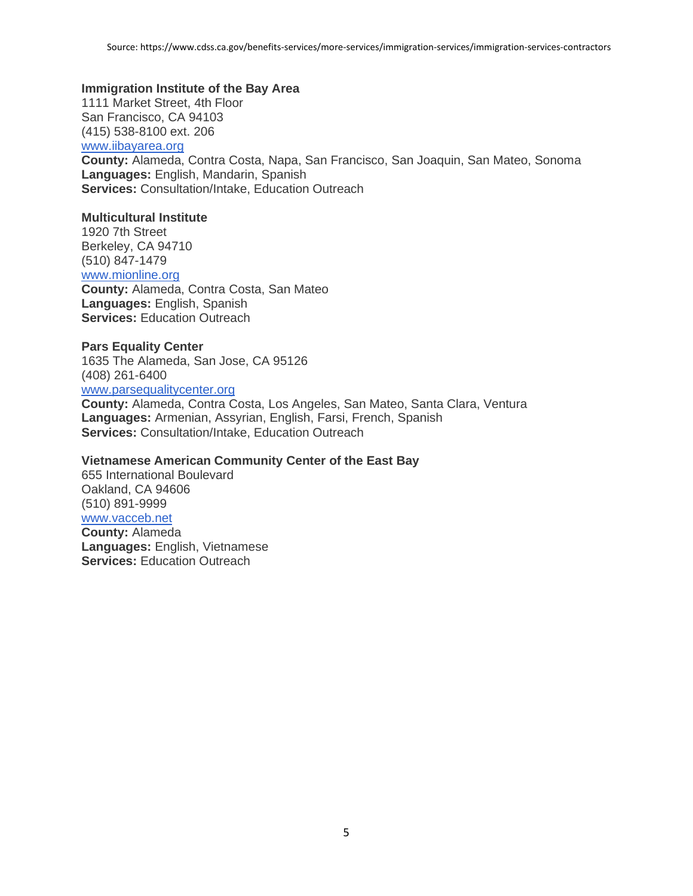**Immigration Institute of the Bay Area**
1111 Market Street, 4th Floor
San Francisco, CA 94103
(415) 538-8100 ext. 206
[www.iibayarea.org](http://www.iibayarea.org)
**County:** Alameda, Contra Costa, Napa, San Francisco, San Joaquin, San Mateo, Sonoma
**Languages:** English, Mandarin, Spanish
**Services:** Consultation/Intake, Education Outreach

**Multicultural Institute**
1920 7th Street
Berkeley, CA 94710
(510) 847-1479
[www.mionline.org](http://www.mionline.org)
**County:** Alameda, Contra Costa, San Mateo
**Languages:** English, Spanish
**Services:** Education Outreach

**Pars Equality Center**
1635 The Alameda, San Jose, CA 95126
(408) 261-6400
[www.parsequalitycenter.org](http://www.parsequalitycenter.org)
**County:** Alameda, Contra Costa, Los Angeles, San Mateo, Santa Clara, Ventura
**Languages:** Armenian, Assyrian, English, Farsi, French, Spanish
**Services:** Consultation/Intake, Education Outreach

**Vietnamese American Community Center of the East Bay**
655 International Boulevard
Oakland, CA 94606
(510) 891-9999
[www.vacceb.net](http://www.vacceb.net)
**County:** Alameda
**Languages:** English, Vietnamese
**Services:** Education Outreach